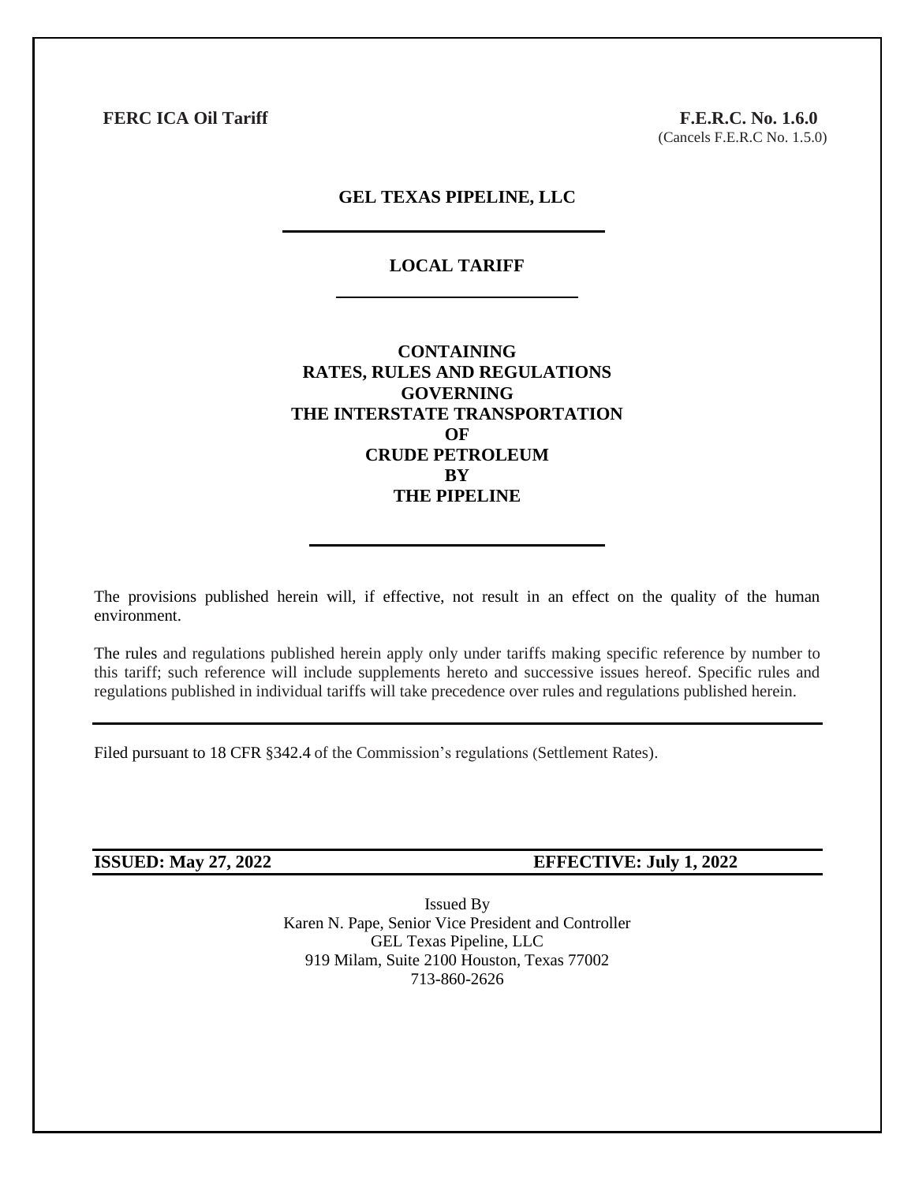**FERC ICA Oil Tariff** **F.E.R.C. No. 1.6.0**
(Cancels F.E.R.C No. 1.5.0)

# GEL TEXAS PIPELINE, LLC

## LOCAL TARIFF

## CONTAINING
## RATES, RULES AND REGULATIONS
## GOVERNING
## THE INTERSTATE TRANSPORTATION
## OF
## CRUDE PETROLEUM
## BY
## THE PIPELINE

The provisions published herein will, if effective, not result in an effect on the quality of the human environment.

The rules and regulations published herein apply only under tariffs making specific reference by number to this tariff; such reference will include supplements hereto and successive issues hereof. Specific rules and regulations published in individual tariffs will take precedence over rules and regulations published herein.

Filed pursuant to 18 CFR §342.4 of the Commission's regulations (Settlement Rates).

**ISSUED: May 27, 2022** **EFFECTIVE: July 1, 2022**

Issued By
Karen N. Pape, Senior Vice President and Controller
GEL Texas Pipeline, LLC
919 Milam, Suite 2100 Houston, Texas 77002
713-860-2626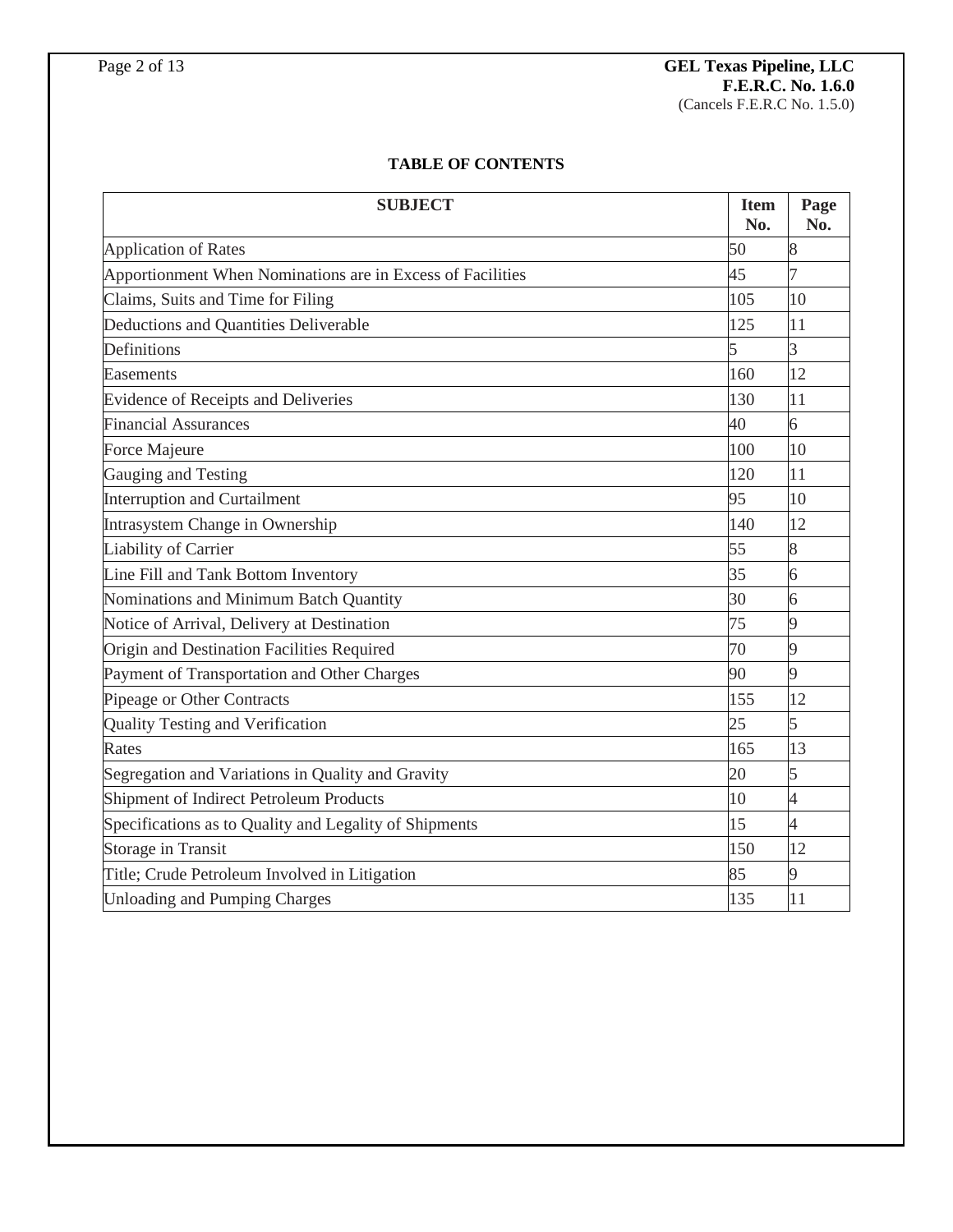**TABLE OF CONTENTS**

| SUBJECT | Item No. | Page No. |
|---|---|---|
| Application of Rates | 50 | 8 |
| Apportionment When Nominations are in Excess of Facilities | 45 | 7 |
| Claims, Suits and Time for Filing | 105 | 10 |
| Deductions and Quantities Deliverable | 125 | 11 |
| Definitions | 5 | 3 |
| Easements | 160 | 12 |
| Evidence of Receipts and Deliveries | 130 | 11 |
| Financial Assurances | 40 | 6 |
| Force Majeure | 100 | 10 |
| Gauging and Testing | 120 | 11 |
| Interruption and Curtailment | 95 | 10 |
| Intrasystem Change in Ownership | 140 | 12 |
| Liability of Carrier | 55 | 8 |
| Line Fill and Tank Bottom Inventory | 35 | 6 |
| Nominations and Minimum Batch Quantity | 30 | 6 |
| Notice of Arrival, Delivery at Destination | 75 | 9 |
| Origin and Destination Facilities Required | 70 | 9 |
| Payment of Transportation and Other Charges | 90 | 9 |
| Pipeage or Other Contracts | 155 | 12 |
| Quality Testing and Verification | 25 | 5 |
| Rates | 165 | 13 |
| Segregation and Variations in Quality and Gravity | 20 | 5 |
| Shipment of Indirect Petroleum Products | 10 | 4 |
| Specifications as to Quality and Legality of Shipments | 15 | 4 |
| Storage in Transit | 150 | 12 |
| Title; Crude Petroleum Involved in Litigation | 85 | 9 |
| Unloading and Pumping Charges | 135 | 11 |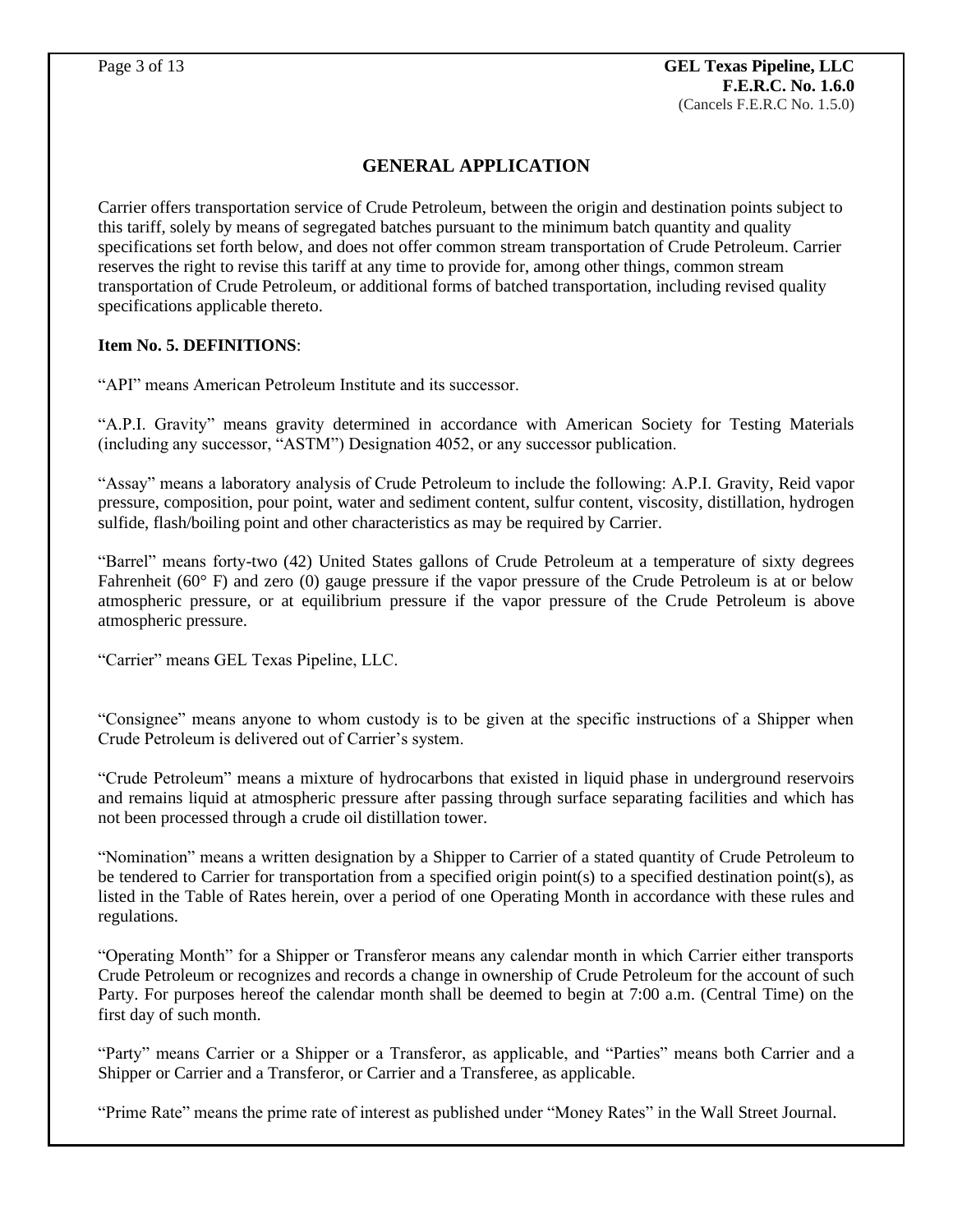## GENERAL APPLICATION

Carrier offers transportation service of Crude Petroleum, between the origin and destination points subject to this tariff, solely by means of segregated batches pursuant to the minimum batch quantity and quality specifications set forth below, and does not offer common stream transportation of Crude Petroleum. Carrier reserves the right to revise this tariff at any time to provide for, among other things, common stream transportation of Crude Petroleum, or additional forms of batched transportation, including revised quality specifications applicable thereto.

**Item No. 5. DEFINITIONS**:

"API" means American Petroleum Institute and its successor.

"A.P.I. Gravity" means gravity determined in accordance with American Society for Testing Materials (including any successor, "ASTM") Designation 4052, or any successor publication.

"Assay" means a laboratory analysis of Crude Petroleum to include the following: A.P.I. Gravity, Reid vapor pressure, composition, pour point, water and sediment content, sulfur content, viscosity, distillation, hydrogen sulfide, flash/boiling point and other characteristics as may be required by Carrier.

"Barrel" means forty-two (42) United States gallons of Crude Petroleum at a temperature of sixty degrees Fahrenheit (60° F) and zero (0) gauge pressure if the vapor pressure of the Crude Petroleum is at or below atmospheric pressure, or at equilibrium pressure if the vapor pressure of the Crude Petroleum is above atmospheric pressure.

"Carrier" means GEL Texas Pipeline, LLC.

"Consignee" means anyone to whom custody is to be given at the specific instructions of a Shipper when Crude Petroleum is delivered out of Carrier's system.

"Crude Petroleum" means a mixture of hydrocarbons that existed in liquid phase in underground reservoirs and remains liquid at atmospheric pressure after passing through surface separating facilities and which has not been processed through a crude oil distillation tower.

"Nomination" means a written designation by a Shipper to Carrier of a stated quantity of Crude Petroleum to be tendered to Carrier for transportation from a specified origin point(s) to a specified destination point(s), as listed in the Table of Rates herein, over a period of one Operating Month in accordance with these rules and regulations.

"Operating Month" for a Shipper or Transferor means any calendar month in which Carrier either transports Crude Petroleum or recognizes and records a change in ownership of Crude Petroleum for the account of such Party. For purposes hereof the calendar month shall be deemed to begin at 7:00 a.m. (Central Time) on the first day of such month.

"Party" means Carrier or a Shipper or a Transferor, as applicable, and "Parties" means both Carrier and a Shipper or Carrier and a Transferor, or Carrier and a Transferee, as applicable.

"Prime Rate" means the prime rate of interest as published under "Money Rates" in the Wall Street Journal.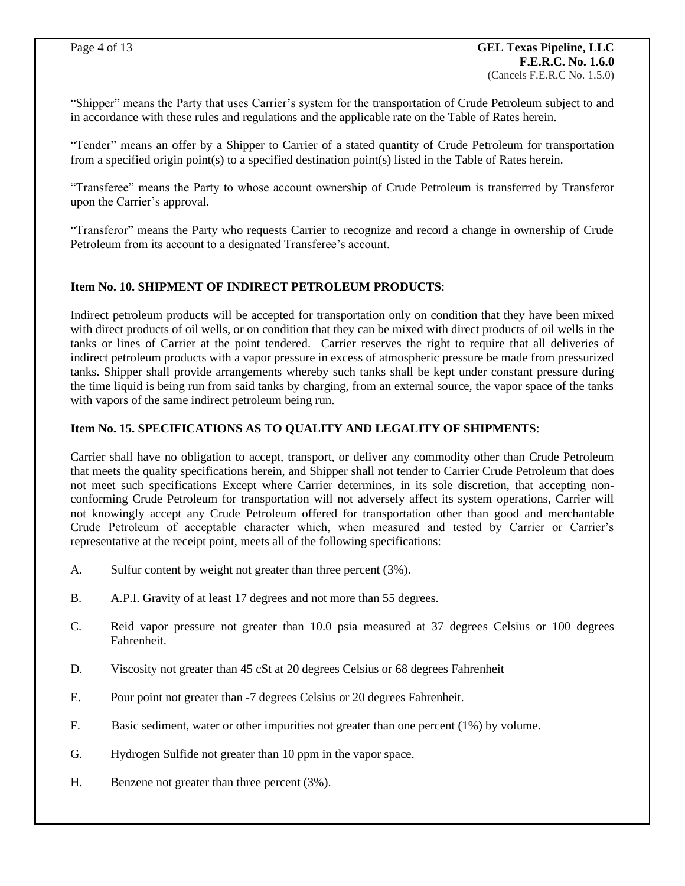"Shipper" means the Party that uses Carrier's system for the transportation of Crude Petroleum subject to and in accordance with these rules and regulations and the applicable rate on the Table of Rates herein.

"Tender" means an offer by a Shipper to Carrier of a stated quantity of Crude Petroleum for transportation from a specified origin point(s) to a specified destination point(s) listed in the Table of Rates herein.

"Transferee" means the Party to whose account ownership of Crude Petroleum is transferred by Transferor upon the Carrier's approval.

"Transferor" means the Party who requests Carrier to recognize and record a change in ownership of Crude Petroleum from its account to a designated Transferee's account.

**Item No. 10. SHIPMENT OF INDIRECT PETROLEUM PRODUCTS**:

Indirect petroleum products will be accepted for transportation only on condition that they have been mixed with direct products of oil wells, or on condition that they can be mixed with direct products of oil wells in the tanks or lines of Carrier at the point tendered. Carrier reserves the right to require that all deliveries of indirect petroleum products with a vapor pressure in excess of atmospheric pressure be made from pressurized tanks. Shipper shall provide arrangements whereby such tanks shall be kept under constant pressure during the time liquid is being run from said tanks by charging, from an external source, the vapor space of the tanks with vapors of the same indirect petroleum being run.

**Item No. 15. SPECIFICATIONS AS TO QUALITY AND LEGALITY OF SHIPMENTS**:

Carrier shall have no obligation to accept, transport, or deliver any commodity other than Crude Petroleum that meets the quality specifications herein, and Shipper shall not tender to Carrier Crude Petroleum that does not meet such specifications Except where Carrier determines, in its sole discretion, that accepting non-conforming Crude Petroleum for transportation will not adversely affect its system operations, Carrier will not knowingly accept any Crude Petroleum offered for transportation other than good and merchantable Crude Petroleum of acceptable character which, when measured and tested by Carrier or Carrier's representative at the receipt point, meets all of the following specifications:

A. Sulfur content by weight not greater than three percent (3%).

B. A.P.I. Gravity of at least 17 degrees and not more than 55 degrees.

C. Reid vapor pressure not greater than 10.0 psia measured at 37 degrees Celsius or 100 degrees Fahrenheit.

D. Viscosity not greater than 45 cSt at 20 degrees Celsius or 68 degrees Fahrenheit

E. Pour point not greater than -7 degrees Celsius or 20 degrees Fahrenheit.

F. Basic sediment, water or other impurities not greater than one percent (1%) by volume.

G. Hydrogen Sulfide not greater than 10 ppm in the vapor space.

H. Benzene not greater than three percent (3%).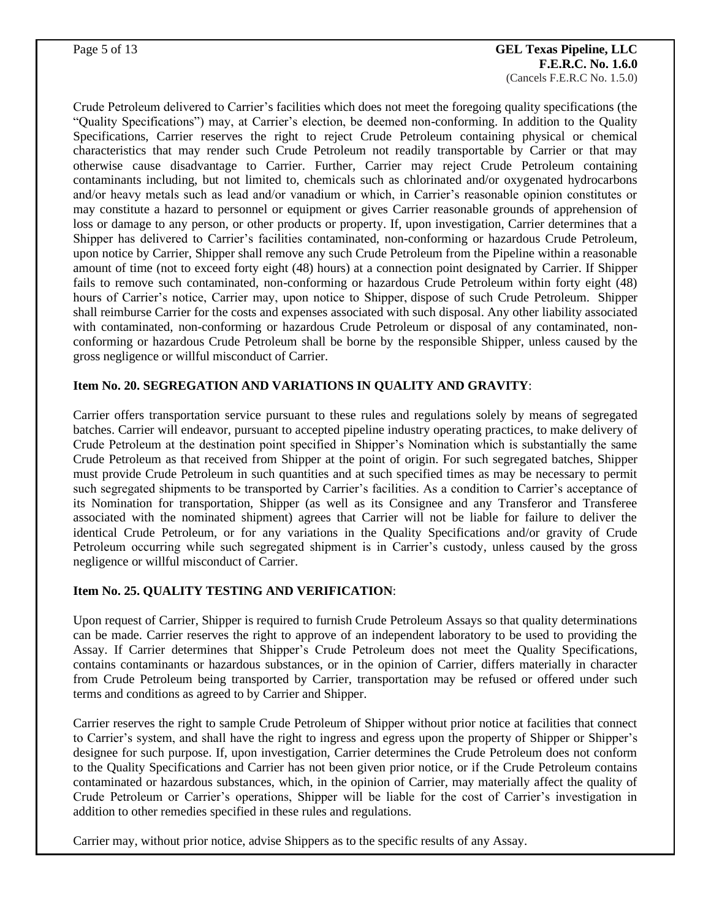Crude Petroleum delivered to Carrier's facilities which does not meet the foregoing quality specifications (the "Quality Specifications") may, at Carrier's election, be deemed non-conforming. In addition to the Quality Specifications, Carrier reserves the right to reject Crude Petroleum containing physical or chemical characteristics that may render such Crude Petroleum not readily transportable by Carrier or that may otherwise cause disadvantage to Carrier. Further, Carrier may reject Crude Petroleum containing contaminants including, but not limited to, chemicals such as chlorinated and/or oxygenated hydrocarbons and/or heavy metals such as lead and/or vanadium or which, in Carrier's reasonable opinion constitutes or may constitute a hazard to personnel or equipment or gives Carrier reasonable grounds of apprehension of loss or damage to any person, or other products or property. If, upon investigation, Carrier determines that a Shipper has delivered to Carrier's facilities contaminated, non-conforming or hazardous Crude Petroleum, upon notice by Carrier, Shipper shall remove any such Crude Petroleum from the Pipeline within a reasonable amount of time (not to exceed forty eight (48) hours) at a connection point designated by Carrier. If Shipper fails to remove such contaminated, non-conforming or hazardous Crude Petroleum within forty eight (48) hours of Carrier's notice, Carrier may, upon notice to Shipper, dispose of such Crude Petroleum. Shipper shall reimburse Carrier for the costs and expenses associated with such disposal. Any other liability associated with contaminated, non-conforming or hazardous Crude Petroleum or disposal of any contaminated, non-conforming or hazardous Crude Petroleum shall be borne by the responsible Shipper, unless caused by the gross negligence or willful misconduct of Carrier.

**Item No. 20. SEGREGATION AND VARIATIONS IN QUALITY AND GRAVITY**:

Carrier offers transportation service pursuant to these rules and regulations solely by means of segregated batches. Carrier will endeavor, pursuant to accepted pipeline industry operating practices, to make delivery of Crude Petroleum at the destination point specified in Shipper's Nomination which is substantially the same Crude Petroleum as that received from Shipper at the point of origin. For such segregated batches, Shipper must provide Crude Petroleum in such quantities and at such specified times as may be necessary to permit such segregated shipments to be transported by Carrier's facilities. As a condition to Carrier's acceptance of its Nomination for transportation, Shipper (as well as its Consignee and any Transferor and Transferee associated with the nominated shipment) agrees that Carrier will not be liable for failure to deliver the identical Crude Petroleum, or for any variations in the Quality Specifications and/or gravity of Crude Petroleum occurring while such segregated shipment is in Carrier's custody, unless caused by the gross negligence or willful misconduct of Carrier.

**Item No. 25. QUALITY TESTING AND VERIFICATION**:

Upon request of Carrier, Shipper is required to furnish Crude Petroleum Assays so that quality determinations can be made. Carrier reserves the right to approve of an independent laboratory to be used to providing the Assay. If Carrier determines that Shipper's Crude Petroleum does not meet the Quality Specifications, contains contaminants or hazardous substances, or in the opinion of Carrier, differs materially in character from Crude Petroleum being transported by Carrier, transportation may be refused or offered under such terms and conditions as agreed to by Carrier and Shipper.

Carrier reserves the right to sample Crude Petroleum of Shipper without prior notice at facilities that connect to Carrier's system, and shall have the right to ingress and egress upon the property of Shipper or Shipper's designee for such purpose. If, upon investigation, Carrier determines the Crude Petroleum does not conform to the Quality Specifications and Carrier has not been given prior notice, or if the Crude Petroleum contains contaminated or hazardous substances, which, in the opinion of Carrier, may materially affect the quality of Crude Petroleum or Carrier's operations, Shipper will be liable for the cost of Carrier's investigation in addition to other remedies specified in these rules and regulations.

Carrier may, without prior notice, advise Shippers as to the specific results of any Assay.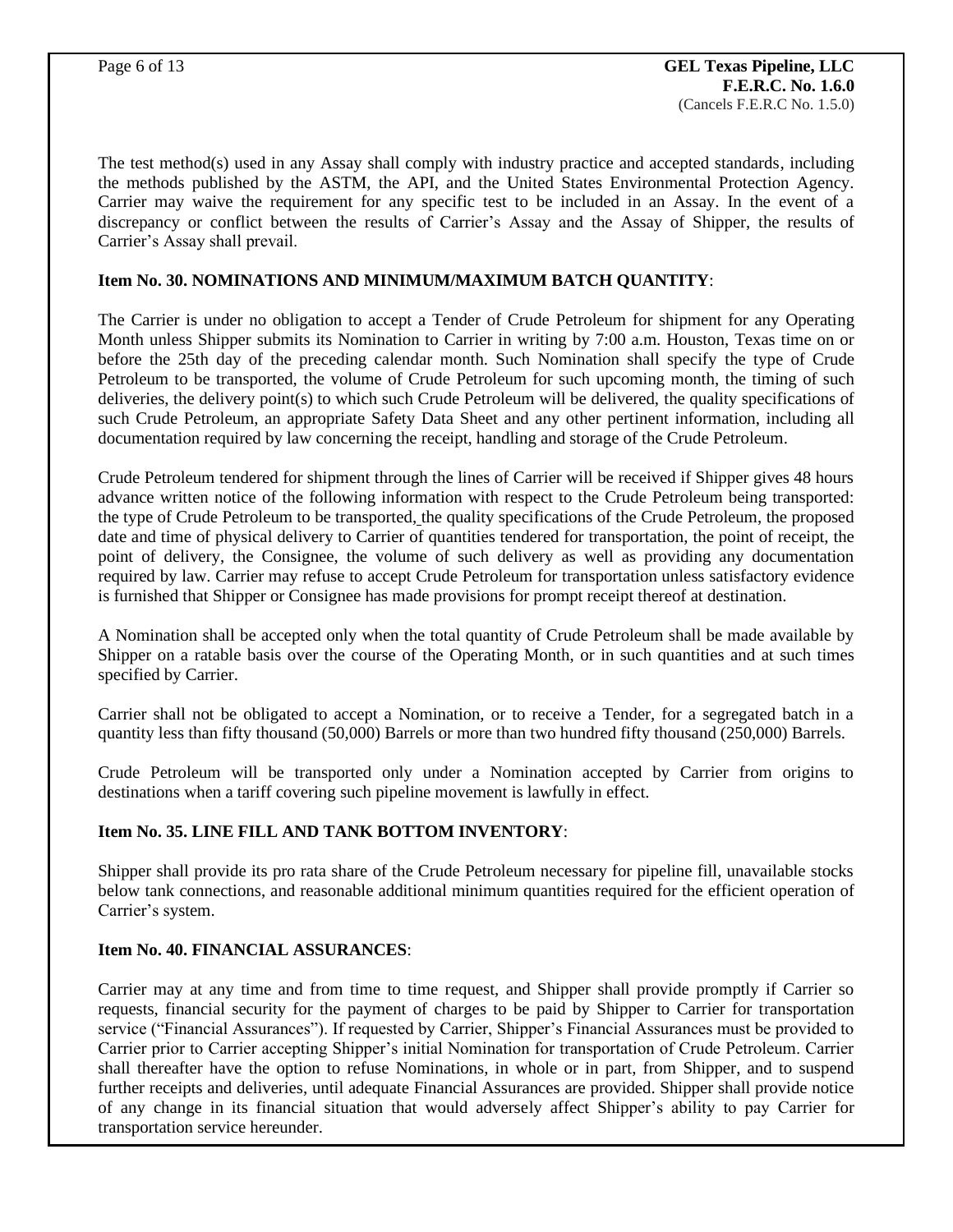The test method(s) used in any Assay shall comply with industry practice and accepted standards, including the methods published by the ASTM, the API, and the United States Environmental Protection Agency. Carrier may waive the requirement for any specific test to be included in an Assay. In the event of a discrepancy or conflict between the results of Carrier's Assay and the Assay of Shipper, the results of Carrier's Assay shall prevail.

**Item No. 30. NOMINATIONS AND MINIMUM/MAXIMUM BATCH QUANTITY**:

The Carrier is under no obligation to accept a Tender of Crude Petroleum for shipment for any Operating Month unless Shipper submits its Nomination to Carrier in writing by 7:00 a.m. Houston, Texas time on or before the 25th day of the preceding calendar month. Such Nomination shall specify the type of Crude Petroleum to be transported, the volume of Crude Petroleum for such upcoming month, the timing of such deliveries, the delivery point(s) to which such Crude Petroleum will be delivered, the quality specifications of such Crude Petroleum, an appropriate Safety Data Sheet and any other pertinent information, including all documentation required by law concerning the receipt, handling and storage of the Crude Petroleum.

Crude Petroleum tendered for shipment through the lines of Carrier will be received if Shipper gives 48 hours advance written notice of the following information with respect to the Crude Petroleum being transported: the type of Crude Petroleum to be transported, the quality specifications of the Crude Petroleum, the proposed date and time of physical delivery to Carrier of quantities tendered for transportation, the point of receipt, the point of delivery, the Consignee, the volume of such delivery as well as providing any documentation required by law. Carrier may refuse to accept Crude Petroleum for transportation unless satisfactory evidence is furnished that Shipper or Consignee has made provisions for prompt receipt thereof at destination.

A Nomination shall be accepted only when the total quantity of Crude Petroleum shall be made available by Shipper on a ratable basis over the course of the Operating Month, or in such quantities and at such times specified by Carrier.

Carrier shall not be obligated to accept a Nomination, or to receive a Tender, for a segregated batch in a quantity less than fifty thousand (50,000) Barrels or more than two hundred fifty thousand (250,000) Barrels.

Crude Petroleum will be transported only under a Nomination accepted by Carrier from origins to destinations when a tariff covering such pipeline movement is lawfully in effect.

**Item No. 35. LINE FILL AND TANK BOTTOM INVENTORY**:

Shipper shall provide its pro rata share of the Crude Petroleum necessary for pipeline fill, unavailable stocks below tank connections, and reasonable additional minimum quantities required for the efficient operation of Carrier's system.

**Item No. 40. FINANCIAL ASSURANCES**:

Carrier may at any time and from time to time request, and Shipper shall provide promptly if Carrier so requests, financial security for the payment of charges to be paid by Shipper to Carrier for transportation service ("Financial Assurances"). If requested by Carrier, Shipper's Financial Assurances must be provided to Carrier prior to Carrier accepting Shipper's initial Nomination for transportation of Crude Petroleum. Carrier shall thereafter have the option to refuse Nominations, in whole or in part, from Shipper, and to suspend further receipts and deliveries, until adequate Financial Assurances are provided. Shipper shall provide notice of any change in its financial situation that would adversely affect Shipper's ability to pay Carrier for transportation service hereunder.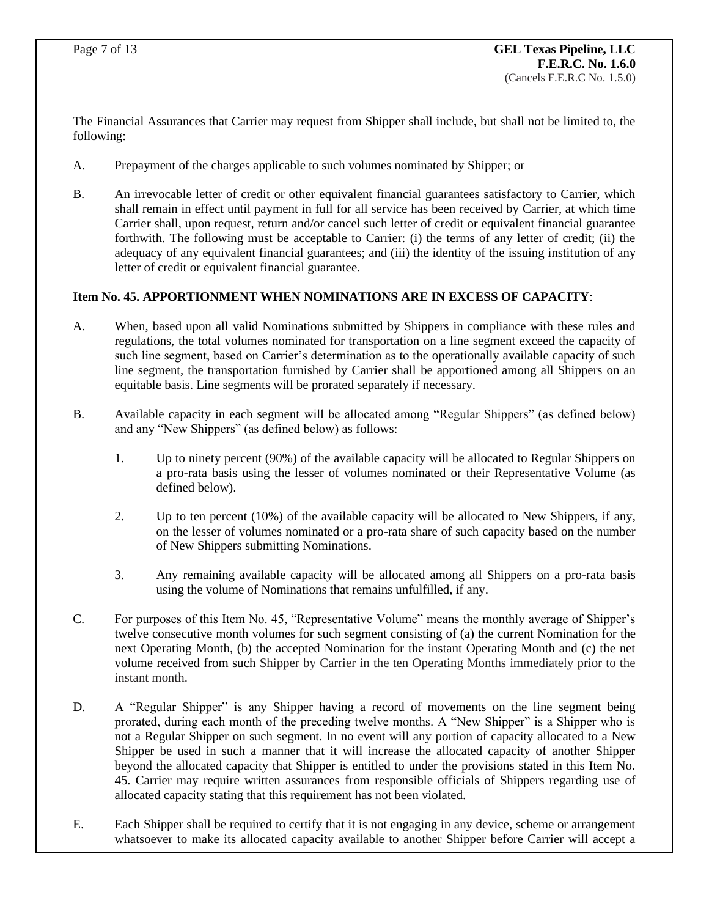The Financial Assurances that Carrier may request from Shipper shall include, but shall not be limited to, the following:

A. Prepayment of the charges applicable to such volumes nominated by Shipper; or

B. An irrevocable letter of credit or other equivalent financial guarantees satisfactory to Carrier, which shall remain in effect until payment in full for all service has been received by Carrier, at which time Carrier shall, upon request, return and/or cancel such letter of credit or equivalent financial guarantee forthwith. The following must be acceptable to Carrier: (i) the terms of any letter of credit; (ii) the adequacy of any equivalent financial guarantees; and (iii) the identity of the issuing institution of any letter of credit or equivalent financial guarantee.

**Item No. 45. APPORTIONMENT WHEN NOMINATIONS ARE IN EXCESS OF CAPACITY**:

A. When, based upon all valid Nominations submitted by Shippers in compliance with these rules and regulations, the total volumes nominated for transportation on a line segment exceed the capacity of such line segment, based on Carrier's determination as to the operationally available capacity of such line segment, the transportation furnished by Carrier shall be apportioned among all Shippers on an equitable basis. Line segments will be prorated separately if necessary.

B. Available capacity in each segment will be allocated among "Regular Shippers" (as defined below) and any "New Shippers" (as defined below) as follows:

   1. Up to ninety percent (90%) of the available capacity will be allocated to Regular Shippers on a pro-rata basis using the lesser of volumes nominated or their Representative Volume (as defined below).

   2. Up to ten percent (10%) of the available capacity will be allocated to New Shippers, if any, on the lesser of volumes nominated or a pro-rata share of such capacity based on the number of New Shippers submitting Nominations.

   3. Any remaining available capacity will be allocated among all Shippers on a pro-rata basis using the volume of Nominations that remains unfulfilled, if any.

C. For purposes of this Item No. 45, "Representative Volume" means the monthly average of Shipper's twelve consecutive month volumes for such segment consisting of (a) the current Nomination for the next Operating Month, (b) the accepted Nomination for the instant Operating Month and (c) the net volume received from such Shipper by Carrier in the ten Operating Months immediately prior to the instant month.

D. A "Regular Shipper" is any Shipper having a record of movements on the line segment being prorated, during each month of the preceding twelve months. A "New Shipper" is a Shipper who is not a Regular Shipper on such segment. In no event will any portion of capacity allocated to a New Shipper be used in such a manner that it will increase the allocated capacity of another Shipper beyond the allocated capacity that Shipper is entitled to under the provisions stated in this Item No. 45. Carrier may require written assurances from responsible officials of Shippers regarding use of allocated capacity stating that this requirement has not been violated.

E. Each Shipper shall be required to certify that it is not engaging in any device, scheme or arrangement whatsoever to make its allocated capacity available to another Shipper before Carrier will accept a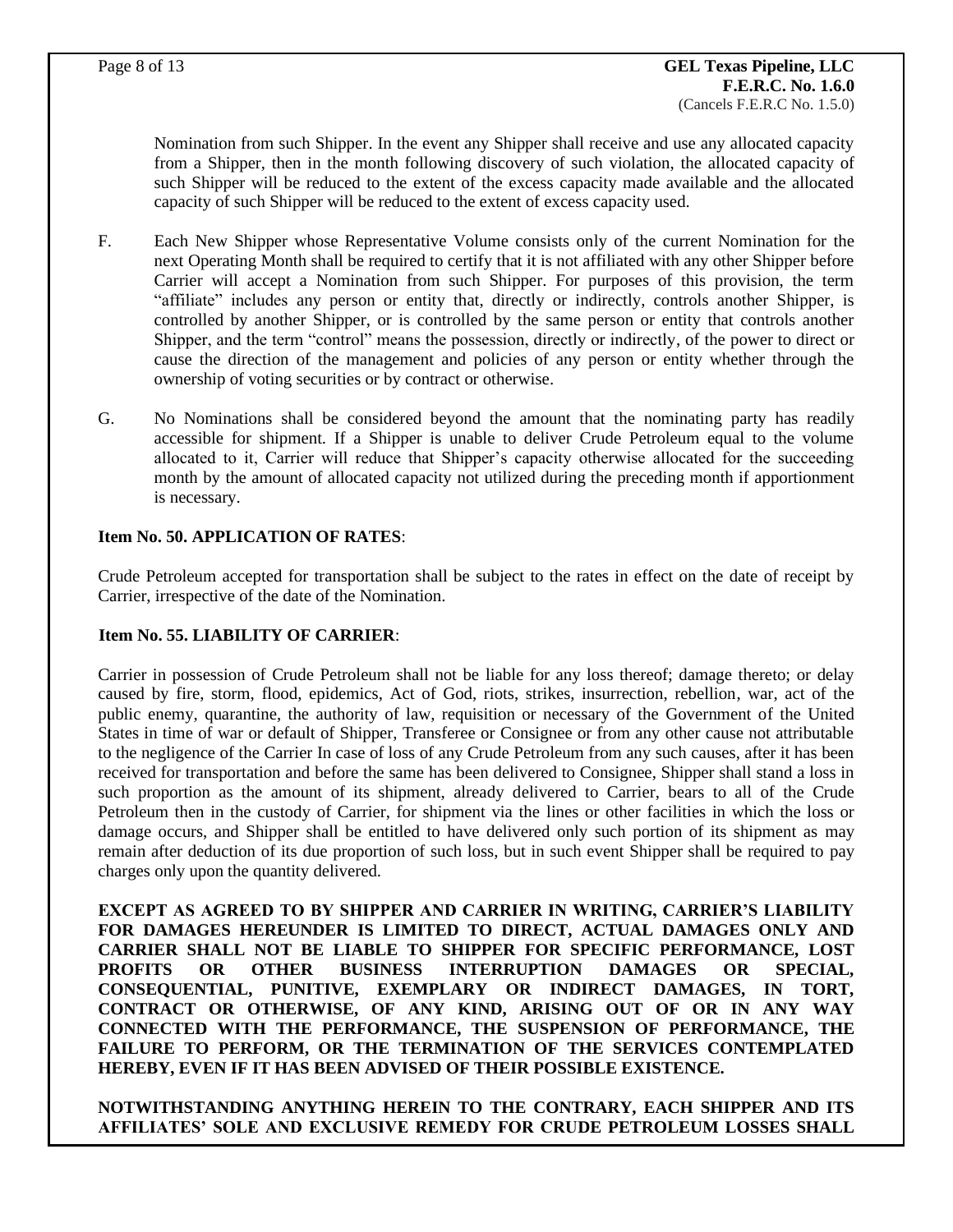Nomination from such Shipper. In the event any Shipper shall receive and use any allocated capacity from a Shipper, then in the month following discovery of such violation, the allocated capacity of such Shipper will be reduced to the extent of the excess capacity made available and the allocated capacity of such Shipper will be reduced to the extent of excess capacity used.

F. Each New Shipper whose Representative Volume consists only of the current Nomination for the next Operating Month shall be required to certify that it is not affiliated with any other Shipper before Carrier will accept a Nomination from such Shipper. For purposes of this provision, the term "affiliate" includes any person or entity that, directly or indirectly, controls another Shipper, is controlled by another Shipper, or is controlled by the same person or entity that controls another Shipper, and the term "control" means the possession, directly or indirectly, of the power to direct or cause the direction of the management and policies of any person or entity whether through the ownership of voting securities or by contract or otherwise.

G. No Nominations shall be considered beyond the amount that the nominating party has readily accessible for shipment. If a Shipper is unable to deliver Crude Petroleum equal to the volume allocated to it, Carrier will reduce that Shipper's capacity otherwise allocated for the succeeding month by the amount of allocated capacity not utilized during the preceding month if apportionment is necessary.

**Item No. 50. APPLICATION OF RATES**:

Crude Petroleum accepted for transportation shall be subject to the rates in effect on the date of receipt by Carrier, irrespective of the date of the Nomination.

**Item No. 55. LIABILITY OF CARRIER**:

Carrier in possession of Crude Petroleum shall not be liable for any loss thereof; damage thereto; or delay caused by fire, storm, flood, epidemics, Act of God, riots, strikes, insurrection, rebellion, war, act of the public enemy, quarantine, the authority of law, requisition or necessary of the Government of the United States in time of war or default of Shipper, Transferee or Consignee or from any other cause not attributable to the negligence of the Carrier In case of loss of any Crude Petroleum from any such causes, after it has been received for transportation and before the same has been delivered to Consignee, Shipper shall stand a loss in such proportion as the amount of its shipment, already delivered to Carrier, bears to all of the Crude Petroleum then in the custody of Carrier, for shipment via the lines or other facilities in which the loss or damage occurs, and Shipper shall be entitled to have delivered only such portion of its shipment as may remain after deduction of its due proportion of such loss, but in such event Shipper shall be required to pay charges only upon the quantity delivered.

**EXCEPT AS AGREED TO BY SHIPPER AND CARRIER IN WRITING, CARRIER'S LIABILITY FOR DAMAGES HEREUNDER IS LIMITED TO DIRECT, ACTUAL DAMAGES ONLY AND CARRIER SHALL NOT BE LIABLE TO SHIPPER FOR SPECIFIC PERFORMANCE, LOST PROFITS OR OTHER BUSINESS INTERRUPTION DAMAGES OR SPECIAL, CONSEQUENTIAL, PUNITIVE, EXEMPLARY OR INDIRECT DAMAGES, IN TORT, CONTRACT OR OTHERWISE, OF ANY KIND, ARISING OUT OF OR IN ANY WAY CONNECTED WITH THE PERFORMANCE, THE SUSPENSION OF PERFORMANCE, THE FAILURE TO PERFORM, OR THE TERMINATION OF THE SERVICES CONTEMPLATED HEREBY, EVEN IF IT HAS BEEN ADVISED OF THEIR POSSIBLE EXISTENCE.**

**NOTWITHSTANDING ANYTHING HEREIN TO THE CONTRARY, EACH SHIPPER AND ITS AFFILIATES' SOLE AND EXCLUSIVE REMEDY FOR CRUDE PETROLEUM LOSSES SHALL**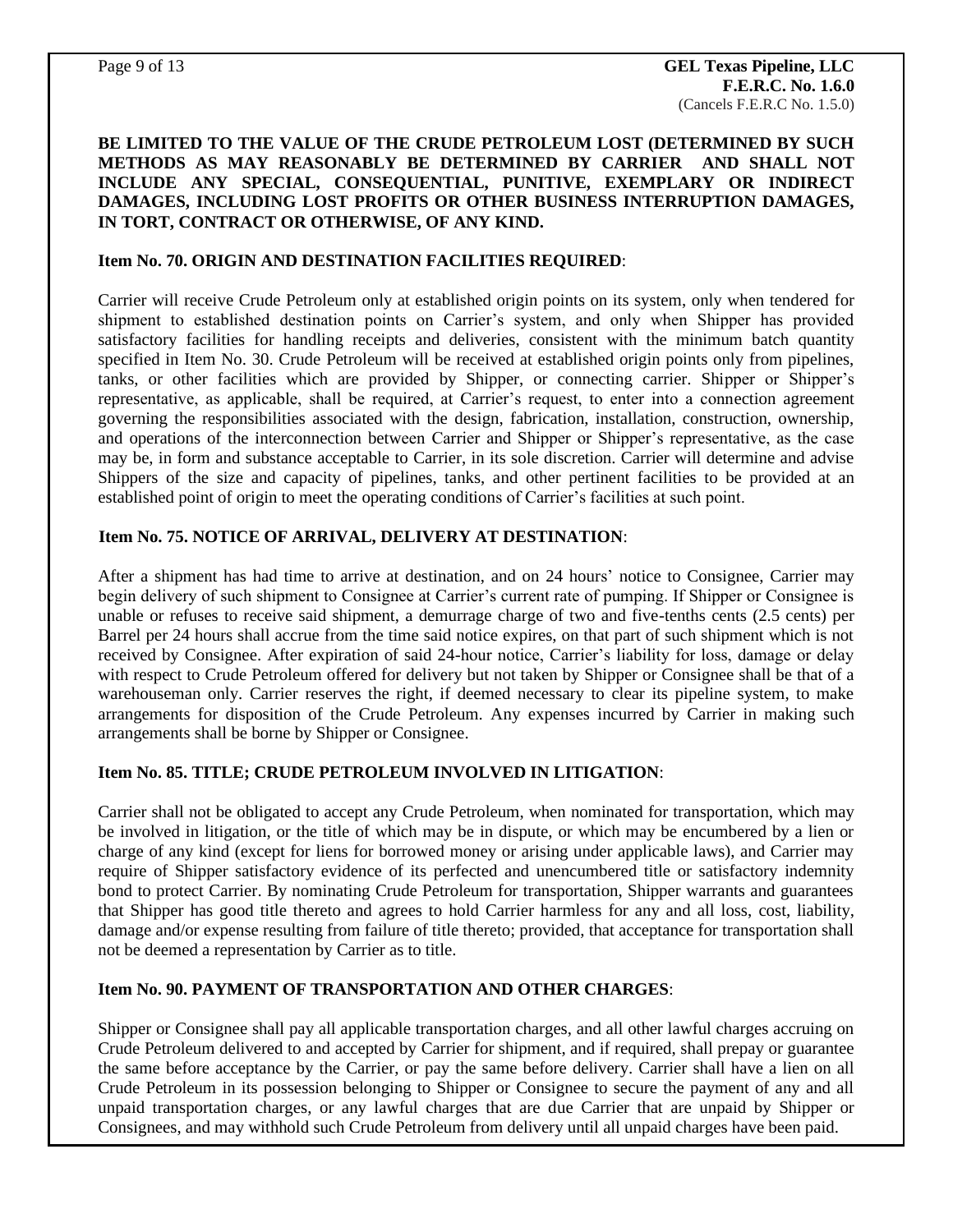**BE LIMITED TO THE VALUE OF THE CRUDE PETROLEUM LOST (DETERMINED BY SUCH METHODS AS MAY REASONABLY BE DETERMINED BY CARRIER AND SHALL NOT INCLUDE ANY SPECIAL, CONSEQUENTIAL, PUNITIVE, EXEMPLARY OR INDIRECT DAMAGES, INCLUDING LOST PROFITS OR OTHER BUSINESS INTERRUPTION DAMAGES, IN TORT, CONTRACT OR OTHERWISE, OF ANY KIND.**

**Item No. 70. ORIGIN AND DESTINATION FACILITIES REQUIRED**:

Carrier will receive Crude Petroleum only at established origin points on its system, only when tendered for shipment to established destination points on Carrier's system, and only when Shipper has provided satisfactory facilities for handling receipts and deliveries, consistent with the minimum batch quantity specified in Item No. 30. Crude Petroleum will be received at established origin points only from pipelines, tanks, or other facilities which are provided by Shipper, or connecting carrier. Shipper or Shipper's representative, as applicable, shall be required, at Carrier's request, to enter into a connection agreement governing the responsibilities associated with the design, fabrication, installation, construction, ownership, and operations of the interconnection between Carrier and Shipper or Shipper's representative, as the case may be, in form and substance acceptable to Carrier, in its sole discretion. Carrier will determine and advise Shippers of the size and capacity of pipelines, tanks, and other pertinent facilities to be provided at an established point of origin to meet the operating conditions of Carrier's facilities at such point.

**Item No. 75. NOTICE OF ARRIVAL, DELIVERY AT DESTINATION**:

After a shipment has had time to arrive at destination, and on 24 hours' notice to Consignee, Carrier may begin delivery of such shipment to Consignee at Carrier's current rate of pumping. If Shipper or Consignee is unable or refuses to receive said shipment, a demurrage charge of two and five-tenths cents (2.5 cents) per Barrel per 24 hours shall accrue from the time said notice expires, on that part of such shipment which is not received by Consignee. After expiration of said 24-hour notice, Carrier's liability for loss, damage or delay with respect to Crude Petroleum offered for delivery but not taken by Shipper or Consignee shall be that of a warehouseman only. Carrier reserves the right, if deemed necessary to clear its pipeline system, to make arrangements for disposition of the Crude Petroleum. Any expenses incurred by Carrier in making such arrangements shall be borne by Shipper or Consignee.

**Item No. 85. TITLE; CRUDE PETROLEUM INVOLVED IN LITIGATION**:

Carrier shall not be obligated to accept any Crude Petroleum, when nominated for transportation, which may be involved in litigation, or the title of which may be in dispute, or which may be encumbered by a lien or charge of any kind (except for liens for borrowed money or arising under applicable laws), and Carrier may require of Shipper satisfactory evidence of its perfected and unencumbered title or satisfactory indemnity bond to protect Carrier. By nominating Crude Petroleum for transportation, Shipper warrants and guarantees that Shipper has good title thereto and agrees to hold Carrier harmless for any and all loss, cost, liability, damage and/or expense resulting from failure of title thereto; provided, that acceptance for transportation shall not be deemed a representation by Carrier as to title.

**Item No. 90. PAYMENT OF TRANSPORTATION AND OTHER CHARGES**:

Shipper or Consignee shall pay all applicable transportation charges, and all other lawful charges accruing on Crude Petroleum delivered to and accepted by Carrier for shipment, and if required, shall prepay or guarantee the same before acceptance by the Carrier, or pay the same before delivery. Carrier shall have a lien on all Crude Petroleum in its possession belonging to Shipper or Consignee to secure the payment of any and all unpaid transportation charges, or any lawful charges that are due Carrier that are unpaid by Shipper or Consignees, and may withhold such Crude Petroleum from delivery until all unpaid charges have been paid.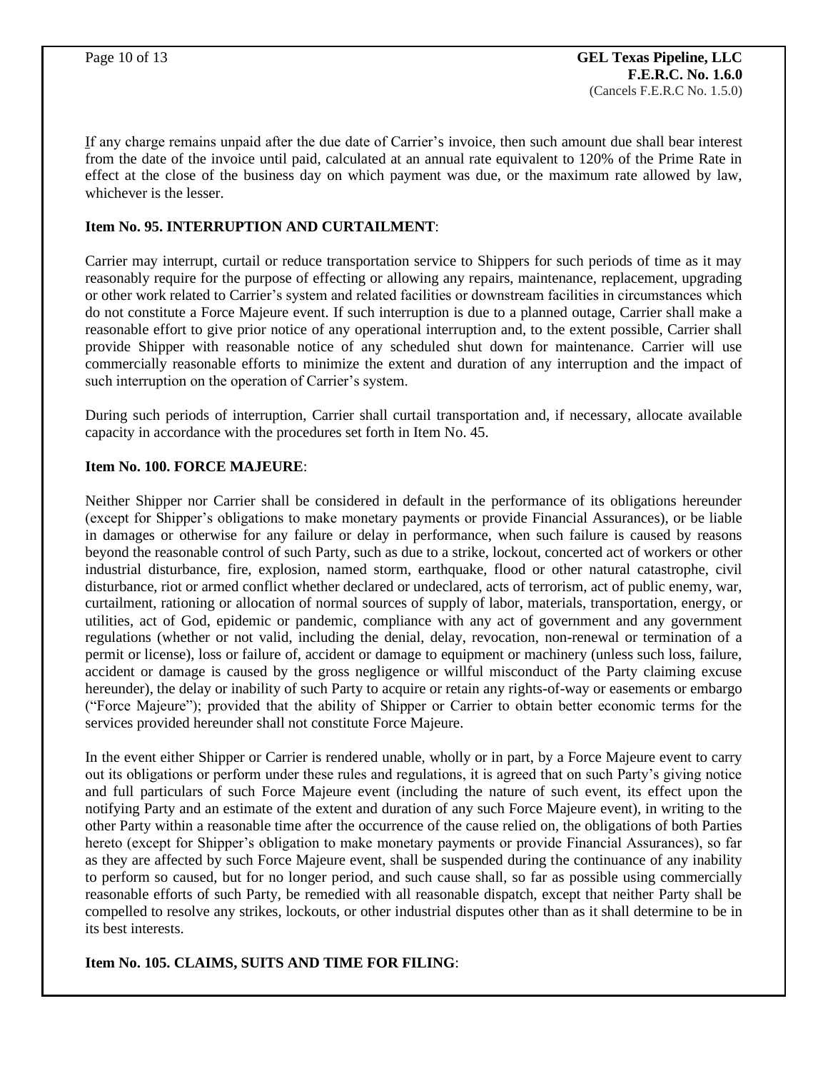If any charge remains unpaid after the due date of Carrier's invoice, then such amount due shall bear interest from the date of the invoice until paid, calculated at an annual rate equivalent to 120% of the Prime Rate in effect at the close of the business day on which payment was due, or the maximum rate allowed by law, whichever is the lesser.

**Item No. 95. INTERRUPTION AND CURTAILMENT**:

Carrier may interrupt, curtail or reduce transportation service to Shippers for such periods of time as it may reasonably require for the purpose of effecting or allowing any repairs, maintenance, replacement, upgrading or other work related to Carrier's system and related facilities or downstream facilities in circumstances which do not constitute a Force Majeure event. If such interruption is due to a planned outage, Carrier shall make a reasonable effort to give prior notice of any operational interruption and, to the extent possible, Carrier shall provide Shipper with reasonable notice of any scheduled shut down for maintenance. Carrier will use commercially reasonable efforts to minimize the extent and duration of any interruption and the impact of such interruption on the operation of Carrier's system.

During such periods of interruption, Carrier shall curtail transportation and, if necessary, allocate available capacity in accordance with the procedures set forth in Item No. 45.

**Item No. 100. FORCE MAJEURE**:

Neither Shipper nor Carrier shall be considered in default in the performance of its obligations hereunder (except for Shipper's obligations to make monetary payments or provide Financial Assurances), or be liable in damages or otherwise for any failure or delay in performance, when such failure is caused by reasons beyond the reasonable control of such Party, such as due to a strike, lockout, concerted act of workers or other industrial disturbance, fire, explosion, named storm, earthquake, flood or other natural catastrophe, civil disturbance, riot or armed conflict whether declared or undeclared, acts of terrorism, act of public enemy, war, curtailment, rationing or allocation of normal sources of supply of labor, materials, transportation, energy, or utilities, act of God, epidemic or pandemic, compliance with any act of government and any government regulations (whether or not valid, including the denial, delay, revocation, non-renewal or termination of a permit or license), loss or failure of, accident or damage to equipment or machinery (unless such loss, failure, accident or damage is caused by the gross negligence or willful misconduct of the Party claiming excuse hereunder), the delay or inability of such Party to acquire or retain any rights-of-way or easements or embargo ("Force Majeure"); provided that the ability of Shipper or Carrier to obtain better economic terms for the services provided hereunder shall not constitute Force Majeure.

In the event either Shipper or Carrier is rendered unable, wholly or in part, by a Force Majeure event to carry out its obligations or perform under these rules and regulations, it is agreed that on such Party's giving notice and full particulars of such Force Majeure event (including the nature of such event, its effect upon the notifying Party and an estimate of the extent and duration of any such Force Majeure event), in writing to the other Party within a reasonable time after the occurrence of the cause relied on, the obligations of both Parties hereto (except for Shipper's obligation to make monetary payments or provide Financial Assurances), so far as they are affected by such Force Majeure event, shall be suspended during the continuance of any inability to perform so caused, but for no longer period, and such cause shall, so far as possible using commercially reasonable efforts of such Party, be remedied with all reasonable dispatch, except that neither Party shall be compelled to resolve any strikes, lockouts, or other industrial disputes other than as it shall determine to be in its best interests.

**Item No. 105. CLAIMS, SUITS AND TIME FOR FILING**: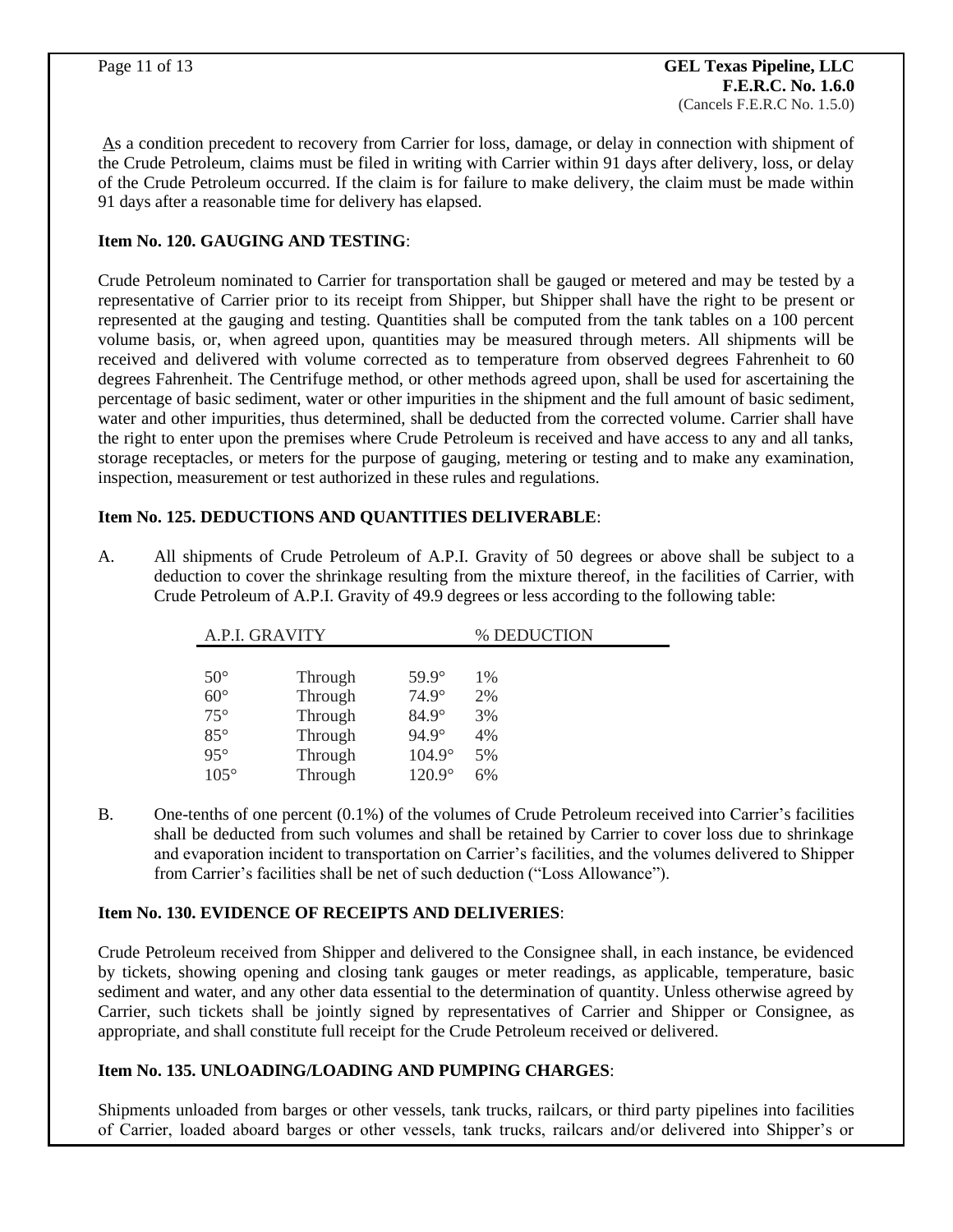As a condition precedent to recovery from Carrier for loss, damage, or delay in connection with shipment of the Crude Petroleum, claims must be filed in writing with Carrier within 91 days after delivery, loss, or delay of the Crude Petroleum occurred. If the claim is for failure to make delivery, the claim must be made within 91 days after a reasonable time for delivery has elapsed.

**Item No. 120. GAUGING AND TESTING**:

Crude Petroleum nominated to Carrier for transportation shall be gauged or metered and may be tested by a representative of Carrier prior to its receipt from Shipper, but Shipper shall have the right to be present or represented at the gauging and testing. Quantities shall be computed from the tank tables on a 100 percent volume basis, or, when agreed upon, quantities may be measured through meters. All shipments will be received and delivered with volume corrected as to temperature from observed degrees Fahrenheit to 60 degrees Fahrenheit. The Centrifuge method, or other methods agreed upon, shall be used for ascertaining the percentage of basic sediment, water or other impurities in the shipment and the full amount of basic sediment, water and other impurities, thus determined, shall be deducted from the corrected volume. Carrier shall have the right to enter upon the premises where Crude Petroleum is received and have access to any and all tanks, storage receptacles, or meters for the purpose of gauging, metering or testing and to make any examination, inspection, measurement or test authorized in these rules and regulations.

**Item No. 125. DEDUCTIONS AND QUANTITIES DELIVERABLE**:

A. All shipments of Crude Petroleum of A.P.I. Gravity of 50 degrees or above shall be subject to a deduction to cover the shrinkage resulting from the mixture thereof, in the facilities of Carrier, with Crude Petroleum of A.P.I. Gravity of 49.9 degrees or less according to the following table:

| A.P.I. GRAVITY | | | % DEDUCTION |
|---|---|---|---|
| 50° | Through | 59.9° | 1% |
| 60° | Through | 74.9° | 2% |
| 75° | Through | 84.9° | 3% |
| 85° | Through | 94.9° | 4% |
| 95° | Through | 104.9° | 5% |
| 105° | Through | 120.9° | 6% |

B. One-tenths of one percent (0.1%) of the volumes of Crude Petroleum received into Carrier's facilities shall be deducted from such volumes and shall be retained by Carrier to cover loss due to shrinkage and evaporation incident to transportation on Carrier's facilities, and the volumes delivered to Shipper from Carrier's facilities shall be net of such deduction ("Loss Allowance").

**Item No. 130. EVIDENCE OF RECEIPTS AND DELIVERIES**:

Crude Petroleum received from Shipper and delivered to the Consignee shall, in each instance, be evidenced by tickets, showing opening and closing tank gauges or meter readings, as applicable, temperature, basic sediment and water, and any other data essential to the determination of quantity. Unless otherwise agreed by Carrier, such tickets shall be jointly signed by representatives of Carrier and Shipper or Consignee, as appropriate, and shall constitute full receipt for the Crude Petroleum received or delivered.

**Item No. 135. UNLOADING/LOADING AND PUMPING CHARGES**:

Shipments unloaded from barges or other vessels, tank trucks, railcars, or third party pipelines into facilities of Carrier, loaded aboard barges or other vessels, tank trucks, railcars and/or delivered into Shipper's or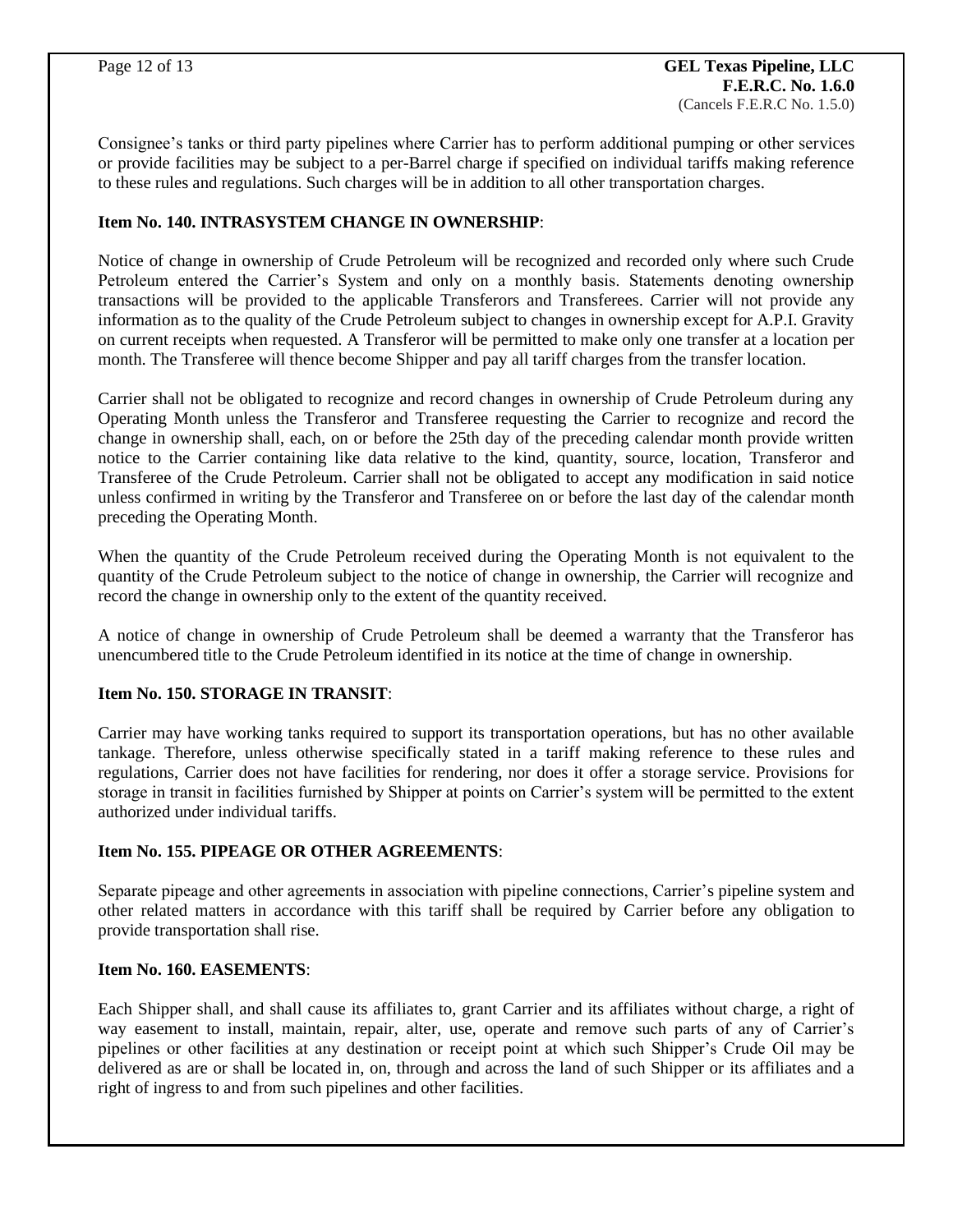Consignee's tanks or third party pipelines where Carrier has to perform additional pumping or other services or provide facilities may be subject to a per-Barrel charge if specified on individual tariffs making reference to these rules and regulations. Such charges will be in addition to all other transportation charges.

**Item No. 140. INTRASYSTEM CHANGE IN OWNERSHIP**:

Notice of change in ownership of Crude Petroleum will be recognized and recorded only where such Crude Petroleum entered the Carrier's System and only on a monthly basis. Statements denoting ownership transactions will be provided to the applicable Transferors and Transferees. Carrier will not provide any information as to the quality of the Crude Petroleum subject to changes in ownership except for A.P.I. Gravity on current receipts when requested. A Transferor will be permitted to make only one transfer at a location per month. The Transferee will thence become Shipper and pay all tariff charges from the transfer location.

Carrier shall not be obligated to recognize and record changes in ownership of Crude Petroleum during any Operating Month unless the Transferor and Transferee requesting the Carrier to recognize and record the change in ownership shall, each, on or before the 25th day of the preceding calendar month provide written notice to the Carrier containing like data relative to the kind, quantity, source, location, Transferor and Transferee of the Crude Petroleum. Carrier shall not be obligated to accept any modification in said notice unless confirmed in writing by the Transferor and Transferee on or before the last day of the calendar month preceding the Operating Month.

When the quantity of the Crude Petroleum received during the Operating Month is not equivalent to the quantity of the Crude Petroleum subject to the notice of change in ownership, the Carrier will recognize and record the change in ownership only to the extent of the quantity received.

A notice of change in ownership of Crude Petroleum shall be deemed a warranty that the Transferor has unencumbered title to the Crude Petroleum identified in its notice at the time of change in ownership.

**Item No. 150. STORAGE IN TRANSIT**:

Carrier may have working tanks required to support its transportation operations, but has no other available tankage. Therefore, unless otherwise specifically stated in a tariff making reference to these rules and regulations, Carrier does not have facilities for rendering, nor does it offer a storage service. Provisions for storage in transit in facilities furnished by Shipper at points on Carrier's system will be permitted to the extent authorized under individual tariffs.

**Item No. 155. PIPEAGE OR OTHER AGREEMENTS**:

Separate pipeage and other agreements in association with pipeline connections, Carrier's pipeline system and other related matters in accordance with this tariff shall be required by Carrier before any obligation to provide transportation shall rise.

**Item No. 160. EASEMENTS**:

Each Shipper shall, and shall cause its affiliates to, grant Carrier and its affiliates without charge, a right of way easement to install, maintain, repair, alter, use, operate and remove such parts of any of Carrier's pipelines or other facilities at any destination or receipt point at which such Shipper's Crude Oil may be delivered as are or shall be located in, on, through and across the land of such Shipper or its affiliates and a right of ingress to and from such pipelines and other facilities.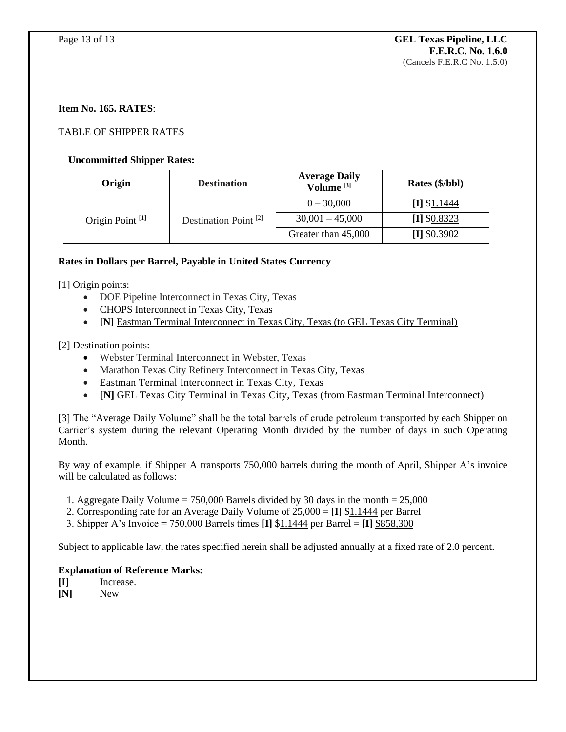**GEL Texas Pipeline, LLC**
**F.E.R.C. No. 1.6.0**
(Cancels F.E.R.C No. 1.5.0)

**Item No. 165. RATES**:

TABLE OF SHIPPER RATES

| **Uncommitted Shipper Rates:** | | | |
|---|---|---|---|
| **Origin** | **Destination** | **Average Daily Volume [3]** | **Rates ($/bbl)** |
| Origin Point [1] | Destination Point [2] | 0 – 30,000 | **[I]** $1.1444 |
| | | 30,001 – 45,000 | **[I]** $0.8323 |
| | | Greater than 45,000 | **[I]** $0.3902 |

**Rates in Dollars per Barrel, Payable in United States Currency**

[1] Origin points:

- DOE Pipeline Interconnect in Texas City, Texas
- CHOPS Interconnect in Texas City, Texas
- **[N]** Eastman Terminal Interconnect in Texas City, Texas (to GEL Texas City Terminal)

[2] Destination points:

- Webster Terminal Interconnect in Webster, Texas
- Marathon Texas City Refinery Interconnect in Texas City, Texas
- Eastman Terminal Interconnect in Texas City, Texas
- **[N]** GEL Texas City Terminal in Texas City, Texas (from Eastman Terminal Interconnect)

[3] The "Average Daily Volume" shall be the total barrels of crude petroleum transported by each Shipper on Carrier's system during the relevant Operating Month divided by the number of days in such Operating Month.

By way of example, if Shipper A transports 750,000 barrels during the month of April, Shipper A's invoice will be calculated as follows:

1. Aggregate Daily Volume = 750,000 Barrels divided by 30 days in the month = 25,000
2. Corresponding rate for an Average Daily Volume of 25,000 = **[I]** $1.1444 per Barrel
3. Shipper A's Invoice = 750,000 Barrels times **[I]** $1.1444 per Barrel = **[I]** $858,300

Subject to applicable law, the rates specified herein shall be adjusted annually at a fixed rate of 2.0 percent.

**Explanation of Reference Marks:**

**[I]** Increase.
**[N]** New